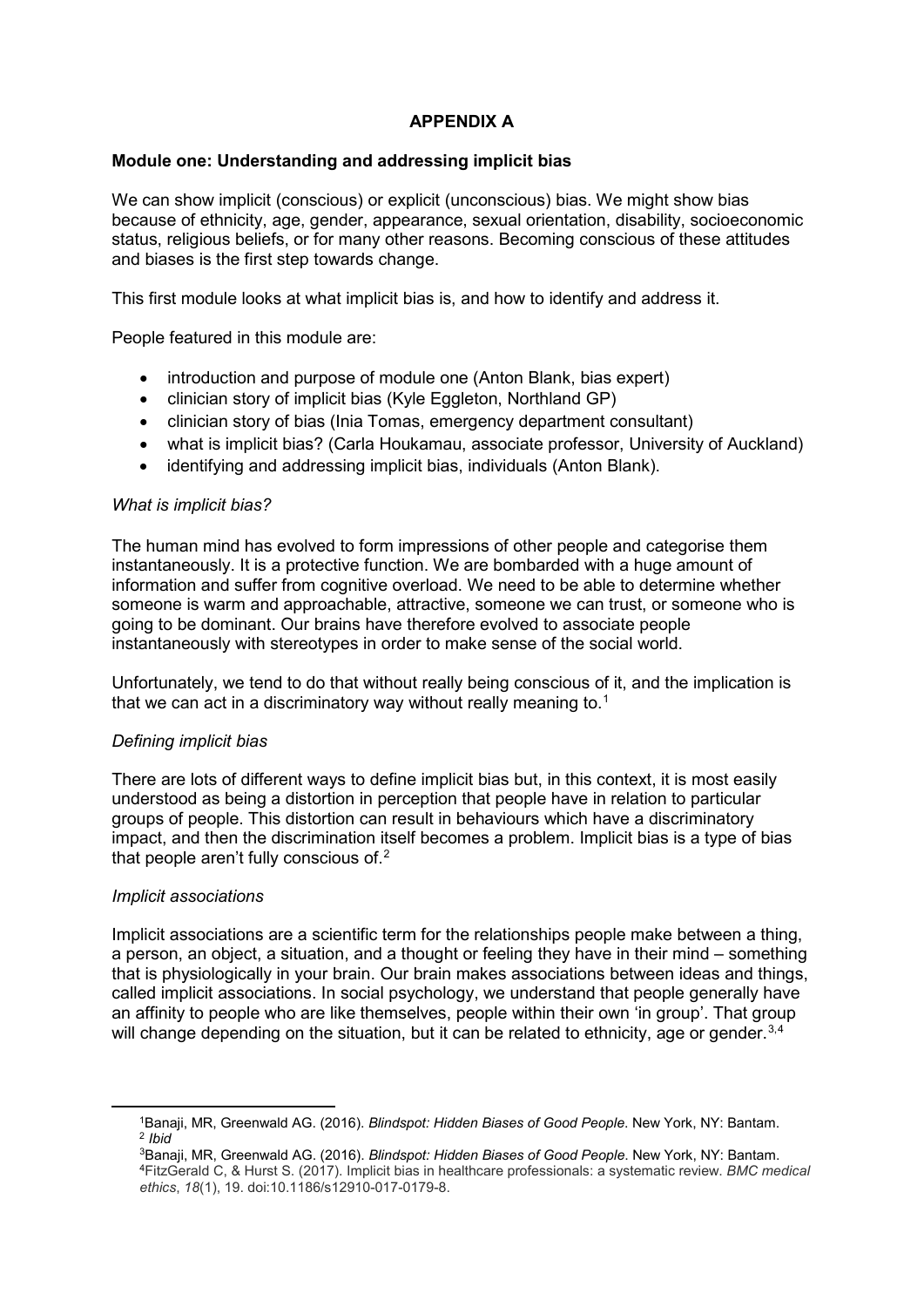## APPENDIX A

### Module one: Understanding and addressing implicit bias

We can show implicit (conscious) or explicit (unconscious) bias. We might show bias because of ethnicity, age, gender, appearance, sexual orientation, disability, socioeconomic status, religious beliefs, or for many other reasons. Becoming conscious of these attitudes and biases is the first step towards change.

This first module looks at what implicit bias is, and how to identify and address it.

People featured in this module are:

- introduction and purpose of module one (Anton Blank, bias expert)
- clinician story of implicit bias (Kyle Eggleton, Northland GP)
- clinician story of bias (Inia Tomas, emergency department consultant)
- what is implicit bias? (Carla Houkamau, associate professor, University of Auckland)
- identifying and addressing implicit bias, individuals (Anton Blank).

*What is implicit bias?*

The human mind has evolved to form impressions of other people and categorise them instantaneously. It is a protective function. We are bombarded with a huge amount of information and suffer from cognitive overload. We need to be able to determine whether someone is warm and approachable, attractive, someone we can trust, or someone who is going to be dominant. Our brains have therefore evolved to associate people instantaneously with stereotypes in order to make sense of the social world.

Unfortunately, we tend to do that without really being conscious of it, and the implication is that we can act in a discriminatory way without really meaning to.[1]

*Defining implicit bias*

There are lots of different ways to define implicit bias but, in this context, it is most easily understood as being a distortion in perception that people have in relation to particular groups of people. This distortion can result in behaviours which have a discriminatory impact, and then the discrimination itself becomes a problem. Implicit bias is a type of bias that people aren't fully conscious of.[2]

*Implicit associations*

Implicit associations are a scientific term for the relationships people make between a thing, a person, an object, a situation, and a thought or feeling they have in their mind – something that is physiologically in your brain. Our brain makes associations between ideas and things, called implicit associations. In social psychology, we understand that people generally have an affinity to people who are like themselves, people within their own 'in group'. That group will change depending on the situation, but it can be related to ethnicity, age or gender.[3,4]

---

[1] Banaji, MR, Greenwald AG. (2016). *Blindspot: Hidden Biases of Good People*. New York, NY: Bantam.

[2] *Ibid*

[3] Banaji, MR, Greenwald AG. (2016). *Blindspot: Hidden Biases of Good People*. New York, NY: Bantam.

[4] FitzGerald C, & Hurst S. (2017). Implicit bias in healthcare professionals: a systematic review. *BMC medical ethics*, *18*(1), 19. doi:10.1186/s12910-017-0179-8.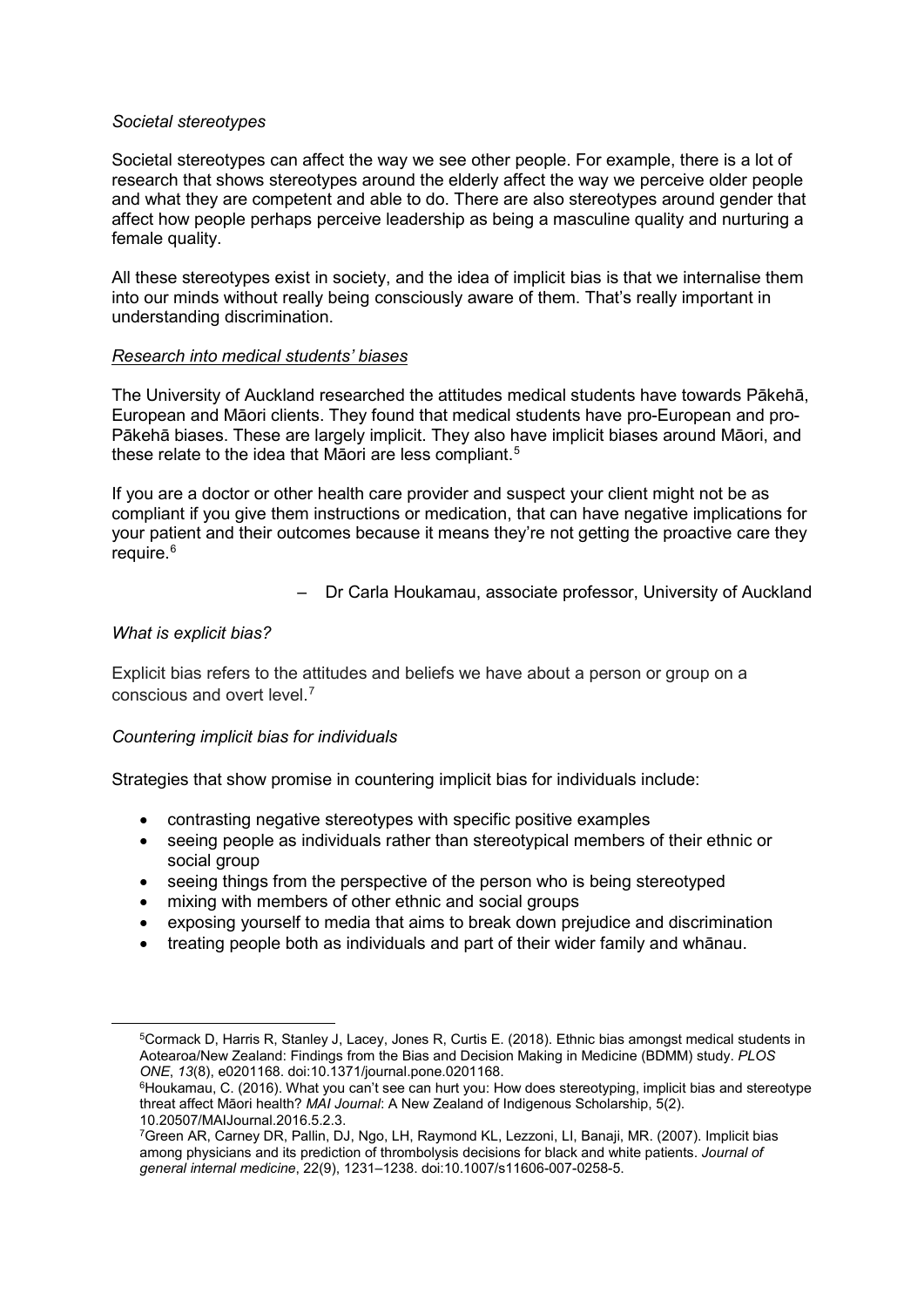*Societal stereotypes*

Societal stereotypes can affect the way we see other people. For example, there is a lot of research that shows stereotypes around the elderly affect the way we perceive older people and what they are competent and able to do. There are also stereotypes around gender that affect how people perhaps perceive leadership as being a masculine quality and nurturing a female quality.

All these stereotypes exist in society, and the idea of implicit bias is that we internalise them into our minds without really being consciously aware of them. That's really important in understanding discrimination.

*Research into medical students' biases*

The University of Auckland researched the attitudes medical students have towards Pākehā, European and Māori clients. They found that medical students have pro-European and pro-Pākehā biases. These are largely implicit. They also have implicit biases around Māori, and these relate to the idea that Māori are less compliant.[5]

If you are a doctor or other health care provider and suspect your client might not be as compliant if you give them instructions or medication, that can have negative implications for your patient and their outcomes because it means they're not getting the proactive care they require.[6]

– Dr Carla Houkamau, associate professor, University of Auckland

*What is explicit bias?*

Explicit bias refers to the attitudes and beliefs we have about a person or group on a conscious and overt level.[7]

*Countering implicit bias for individuals*

Strategies that show promise in countering implicit bias for individuals include:

- contrasting negative stereotypes with specific positive examples
- seeing people as individuals rather than stereotypical members of their ethnic or social group
- seeing things from the perspective of the person who is being stereotyped
- mixing with members of other ethnic and social groups
- exposing yourself to media that aims to break down prejudice and discrimination
- treating people both as individuals and part of their wider family and whānau.

---

[5] Cormack D, Harris R, Stanley J, Lacey, Jones R, Curtis E. (2018). Ethnic bias amongst medical students in Aotearoa/New Zealand: Findings from the Bias and Decision Making in Medicine (BDMM) study. *PLOS ONE*, *13*(8), e0201168. doi:10.1371/journal.pone.0201168.

[6] Houkamau, C. (2016). What you can't see can hurt you: How does stereotyping, implicit bias and stereotype threat affect Māori health? *MAI Journal*: A New Zealand of Indigenous Scholarship, 5(2). 10.20507/MAIJournal.2016.5.2.3.

[7] Green AR, Carney DR, Pallin, DJ, Ngo, LH, Raymond KL, Lezzoni, LI, Banaji, MR. (2007). Implicit bias among physicians and its prediction of thrombolysis decisions for black and white patients. *Journal of general internal medicine*, 22(9), 1231–1238. doi:10.1007/s11606-007-0258-5.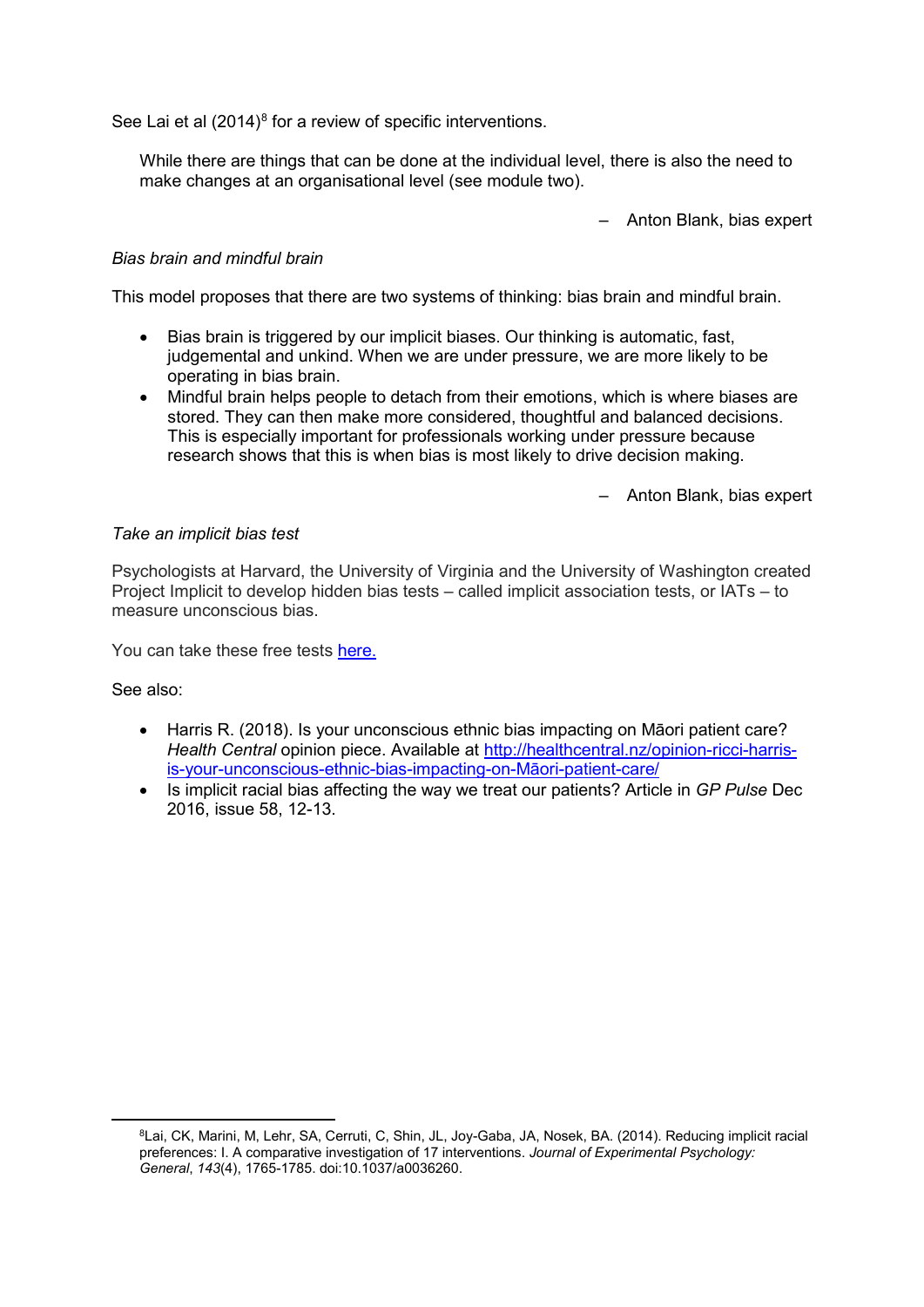See Lai et al (2014)[8] for a review of specific interventions.

> While there are things that can be done at the individual level, there is also the need to make changes at an organisational level (see module two).
>
> – Anton Blank, bias expert

*Bias brain and mindful brain*

This model proposes that there are two systems of thinking: bias brain and mindful brain.

> - Bias brain is triggered by our implicit biases. Our thinking is automatic, fast, judgemental and unkind. When we are under pressure, we are more likely to be operating in bias brain.
> - Mindful brain helps people to detach from their emotions, which is where biases are stored. They can then make more considered, thoughtful and balanced decisions. This is especially important for professionals working under pressure because research shows that this is when bias is most likely to drive decision making.
>
> – Anton Blank, bias expert

*Take an implicit bias test*

Psychologists at Harvard, the University of Virginia and the University of Washington created Project Implicit to develop hidden bias tests – called implicit association tests, or IATs – to measure unconscious bias.

You can take these free tests here.

See also:

- Harris R. (2018). Is your unconscious ethnic bias impacting on Māori patient care? *Health Central* opinion piece. Available at http://healthcentral.nz/opinion-ricci-harris-is-your-unconscious-ethnic-bias-impacting-on-Māori-patient-care/
- Is implicit racial bias affecting the way we treat our patients? Article in *GP Pulse* Dec 2016, issue 58, 12-13.

---

[8] Lai, CK, Marini, M, Lehr, SA, Cerruti, C, Shin, JL, Joy-Gaba, JA, Nosek, BA. (2014). Reducing implicit racial preferences: I. A comparative investigation of 17 interventions. *Journal of Experimental Psychology: General*, *143*(4), 1765-1785. doi:10.1037/a0036260.